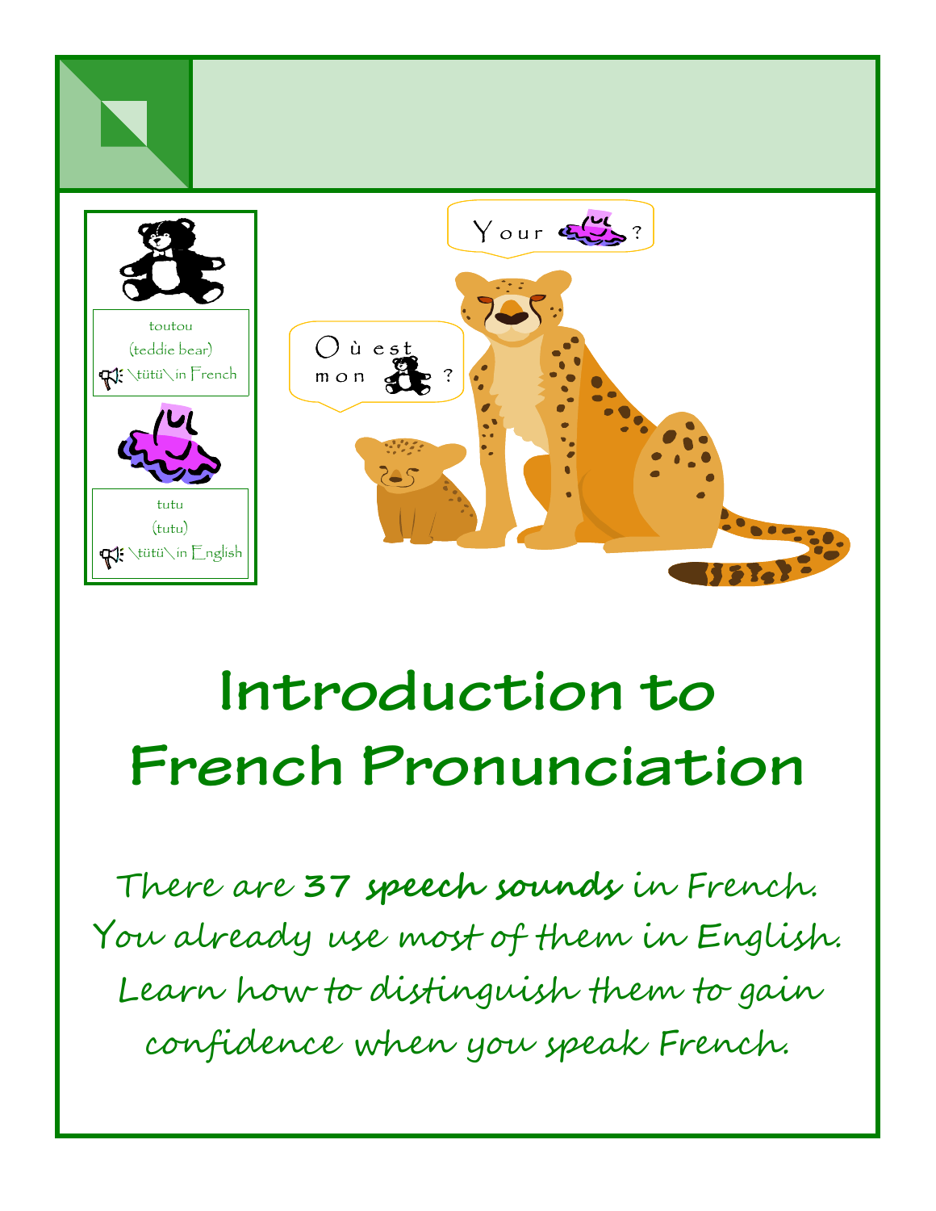toutou
(teddie bear)
\tütü\ in French

tutu
(tutu)
\tütü\ in English

Où est mon ?

Your ?

# Introduction to French Pronunciation

*There are **37 speech sounds** in French. You already use most of them in English. Learn how to distinguish them to gain confidence when you speak French.*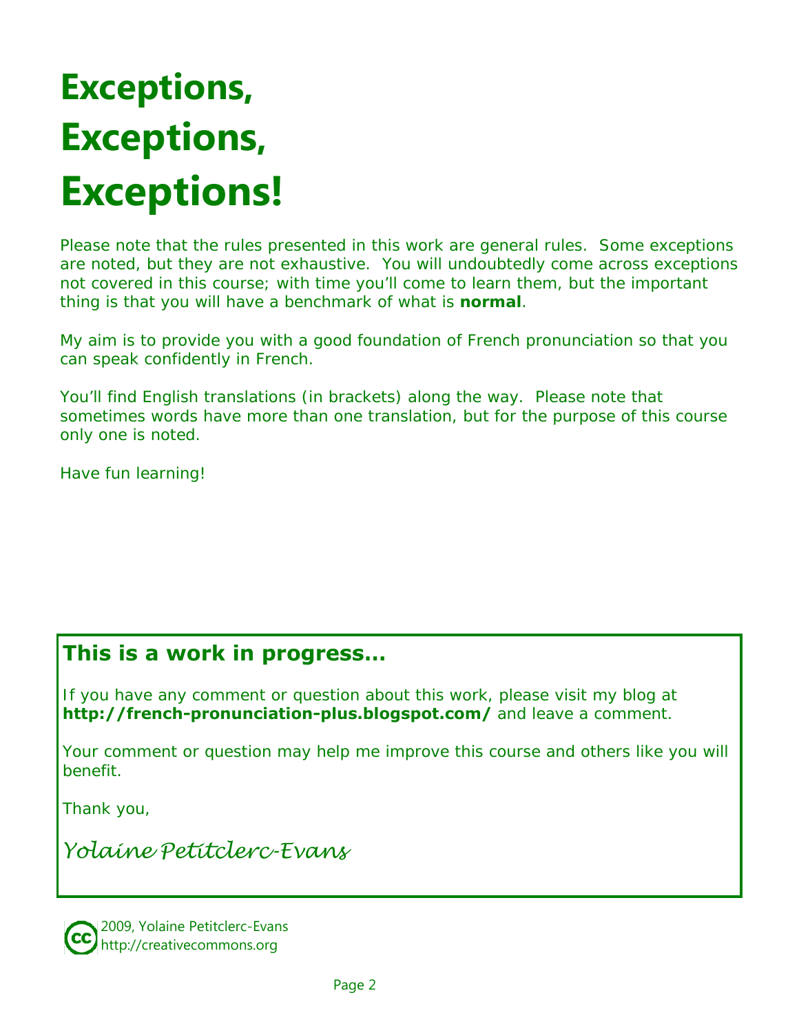# Exceptions, Exceptions, Exceptions!

Please note that the rules presented in this work are general rules. Some exceptions are noted, but they are not exhaustive. You will undoubtedly come across exceptions not covered in this course; with time you'll come to learn them, but the important thing is that you will have a benchmark of what is **normal**.

My aim is to provide you with a good foundation of French pronunciation so that you can speak confidently in French.

You'll find English translations (in brackets) along the way. Please note that sometimes words have more than one translation, but for the purpose of this course only one is noted.

Have fun learning!

## This is a work in progress…

If you have any comment or question about this work, please visit my blog at **http://french-pronunciation-plus.blogspot.com/** and leave a comment.

Your comment or question may help me improve this course and others like you will benefit.

Thank you,

*Yolaine Petitclerc-Evans*

2009, Yolaine Petitclerc-Evans
http://creativecommons.org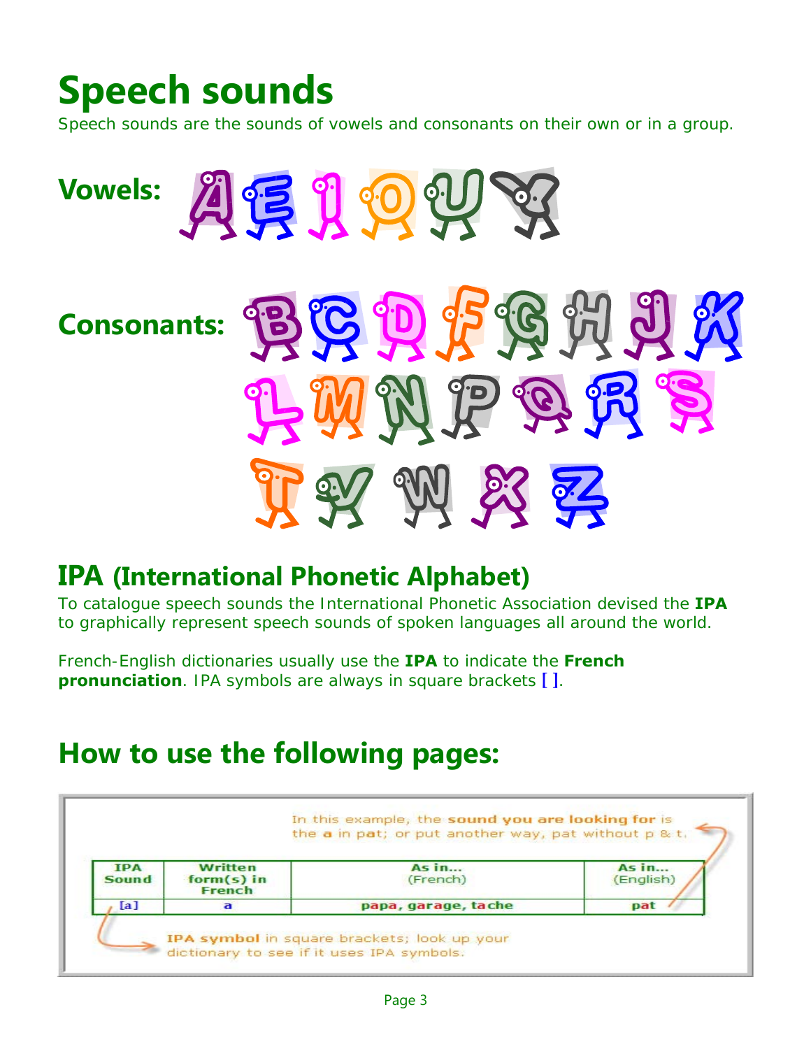# Speech sounds

Speech sounds are the sounds of vowels and consonants on their own or in a group.

**Vowels:** A E I O U Y

**Consonants:** B C D F G H J K L M N P Q R S T V W X Z

## IPA (International Phonetic Alphabet)

To catalogue speech sounds the International Phonetic Association devised the **IPA** to graphically represent speech sounds of spoken languages all around the world.

French-English dictionaries usually use the **IPA** to indicate the **French pronunciation**. IPA symbols are always in square brackets **[ ]**.

## How to use the following pages:

In this example, the **sound you are looking for** is the **a** in p**a**t; or put another way, pat without p & t.

| IPA Sound | Written form(s) in French | As in... (French) | As in... (English) |
|---|---|---|---|
| [a] | a | papa, garage, tache | pat |

**IPA symbol** in square brackets; look up your dictionary to see if it uses IPA symbols.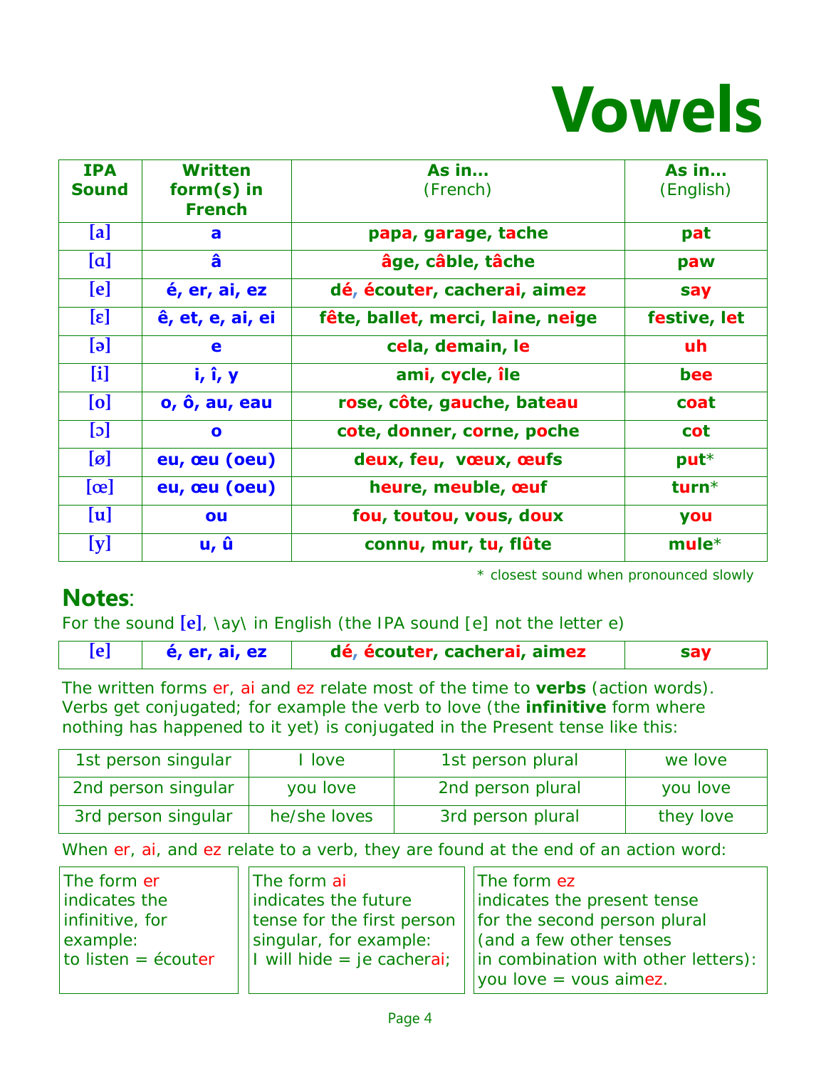# Vowels

| IPA Sound | Written form(s) in French | As in... (French) | As in... (English) |
|---|---|---|---|
| [a] | a | papa, garage, tache | pat |
| [ɑ] | â | âge, câble, tâche | paw |
| [e] | é, er, ai, ez | dé, écouter, cacherai, aimez | say |
| [ɛ] | ê, et, e, ai, ei | fête, ballet, merci, laine, neige | festive, let |
| [ə] | e | cela, demain, le | uh |
| [i] | i, î, y | ami, cycle, île | bee |
| [o] | o, ô, au, eau | rose, côte, gauche, bateau | coat |
| [ɔ] | o | cote, donner, corne, poche | cot |
| [ø] | eu, œu (oeu) | deux, feu, vœux, œufs | put* |
| [œ] | eu, œu (oeu) | heure, meuble, œuf | turn* |
| [u] | ou | fou, toutou, vous, doux | you |
| [y] | u, û | connu, mur, tu, flûte | mule* |

\* closest sound when pronounced slowly

## Notes:

For the sound **[e]**, \ay\ in English (the IPA sound [e] not the letter e)

| [e] | é, er, ai, ez | dé, écouter, cacherai, aimez | say |
|---|---|---|---|

The written forms er, ai and ez relate most of the time to **verbs** (action words). Verbs get conjugated; for example the verb to love (the **infinitive** form where nothing has happened to it yet) is conjugated in the Present tense like this:

| 1st person singular | I love | 1st person plural | we love |
|---|---|---|---|
| 2nd person singular | you love | 2nd person plural | you love |
| 3rd person singular | he/she loves | 3rd person plural | they love |

When er, ai, and ez relate to a verb, they are found at the end of an action word:

The form er indicates the infinitive, for example:
to listen = écouter

The form ai indicates the future tense for the first person singular, for example:
I will hide = je cacherai;

The form ez indicates the present tense for the second person plural (and a few other tenses in combination with other letters):
you love = vous aimez.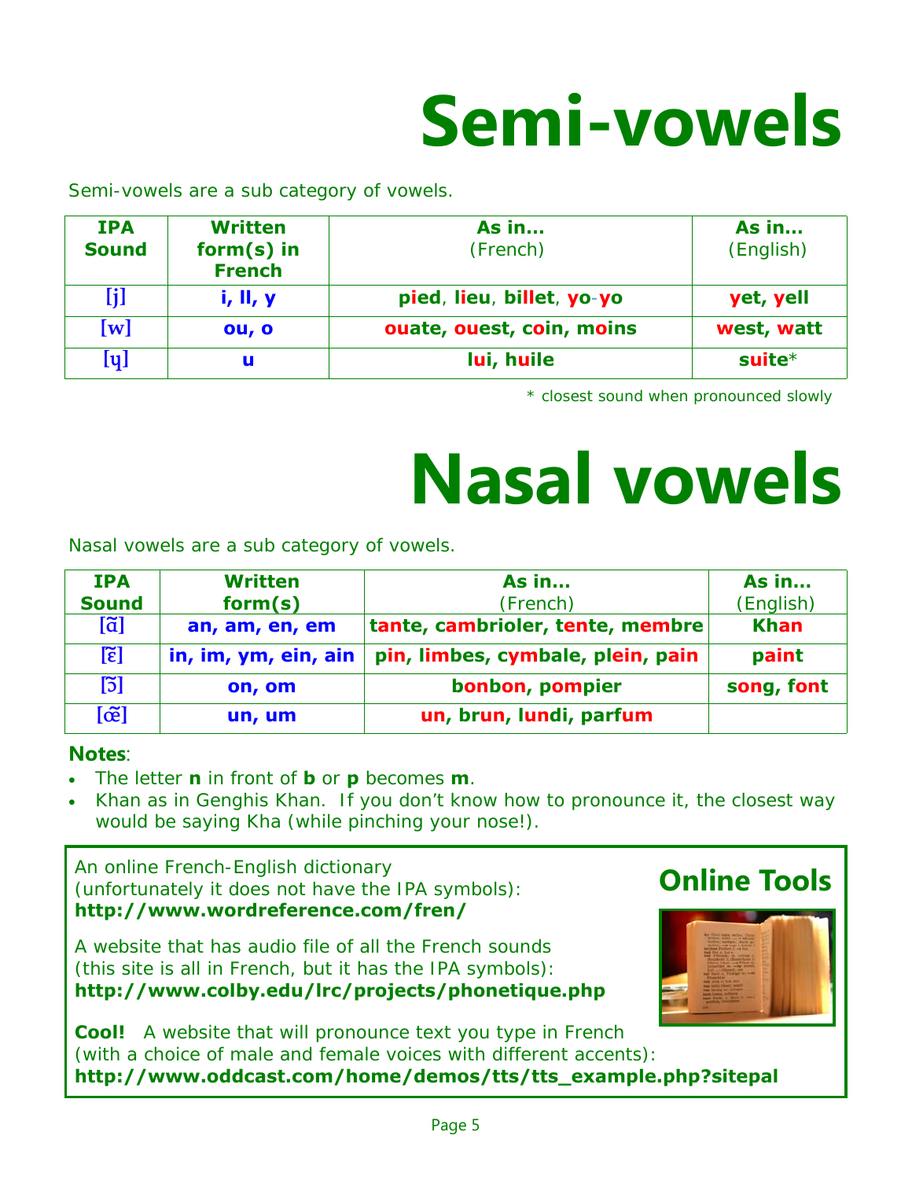# Semi-vowels

Semi-vowels are a sub category of vowels.

| IPA Sound | Written form(s) in French | As in… (French) | As in… (English) |
|---|---|---|---|
| [j] | i, ll, y | pied, lieu, billet, yo-yo | yet, yell |
| [w] | ou, o | ouate, ouest, coin, moins | west, watt |
| [ɥ] | u | lui, huile | suite* |

* closest sound when pronounced slowly

# Nasal vowels

Nasal vowels are a sub category of vowels.

| IPA Sound | Written form(s) | As in… (French) | As in… (English) |
|---|---|---|---|
| [ɑ̃] | an, am, en, em | tante, cambrioler, tente, membre | Khan |
| [ɛ̃] | in, im, ym, ein, ain | pin, limbes, cymbale, plein, pain | paint |
| [ɔ̃] | on, om | bonbon, pompier | song, font |
| [œ̃] | un, um | un, brun, lundi, parfum | |

**Notes**:

- The letter **n** in front of **b** or **p** becomes **m**.
- Khan as in Genghis Khan. If you don't know how to pronounce it, the closest way would be saying Kha (while pinching your nose!).

## Online Tools

An online French-English dictionary
(unfortunately it does not have the IPA symbols):
**http://www.wordreference.com/fren/**

A website that has audio file of all the French sounds
(this site is all in French, but it has the IPA symbols):
**http://www.colby.edu/lrc/projects/phonetique.php**

**Cool!** A website that will pronounce text you type in French
(with a choice of male and female voices with different accents):
**http://www.oddcast.com/home/demos/tts/tts_example.php?sitepal**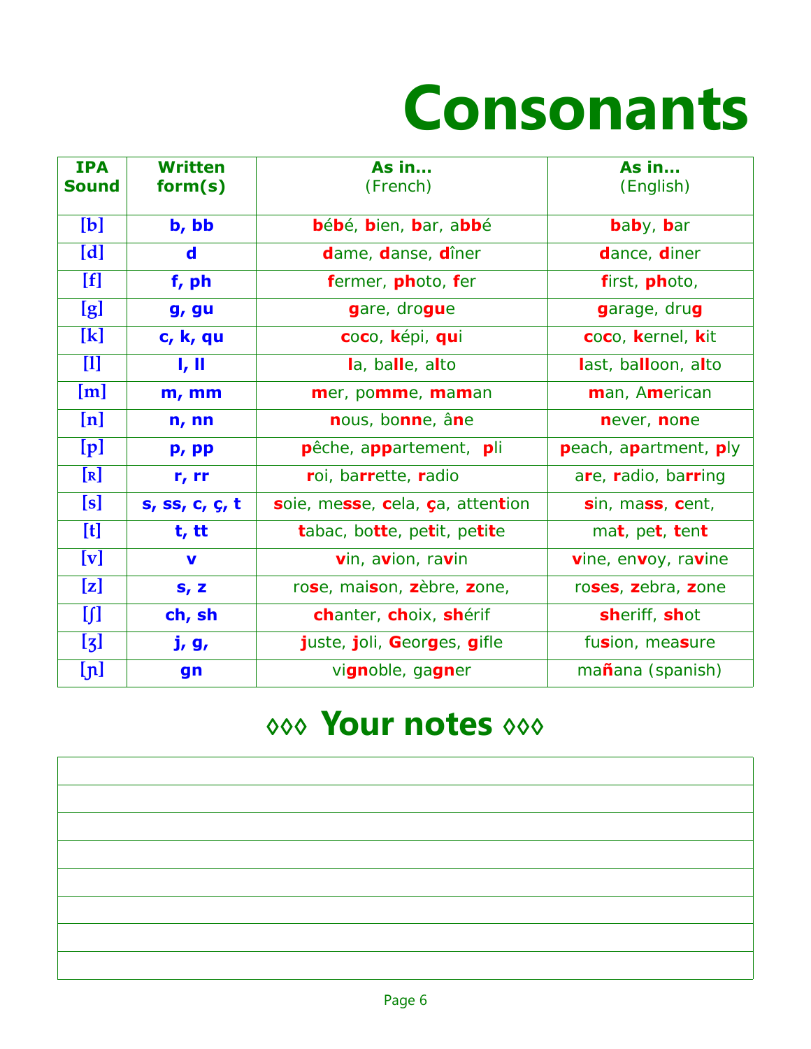# Consonants

| IPA Sound | Written form(s) | As in... (French) | As in... (English) |
|---|---|---|---|
| [b] | b, bb | bébé, bien, bar, abbé | baby, bar |
| [d] | d | dame, danse, dîner | dance, diner |
| [f] | f, ph | fermer, photo, fer | first, photo, |
| [g] | g, gu | gare, drogue | garage, drug |
| [k] | c, k, qu | coco, képi, qui | coco, kernel, kit |
| [l] | l, ll | la, balle, alto | last, balloon, alto |
| [m] | m, mm | mer, pomme, maman | man, American |
| [n] | n, nn | nous, bonne, âne | never, none |
| [p] | p, pp | pêche, appartement, pli | peach, apartment, ply |
| [ʀ] | r, rr | roi, barrette, radio | are, radio, barring |
| [s] | s, ss, c, ç, t | soie, messe, cela, ça, attention | sin, mass, cent, |
| [t] | t, tt | tabac, botte, petit, petite | mat, pet, tent |
| [v] | v | vin, avion, ravin | vine, envoy, ravine |
| [z] | s, z | rose, maison, zèbre, zone, | roses, zebra, zone |
| [ʃ] | ch, sh | chanter, choix, shérif | sheriff, shot |
| [ʒ] | j, g, | juste, joli, Georges, gifle | fusion, measure |
| [ɲ] | gn | vignoble, gagner | mañana (spanish) |

## ◊◊◊ Your notes ◊◊◊

| |
|---|
| |
| |
| |
| |
| |
| |
| |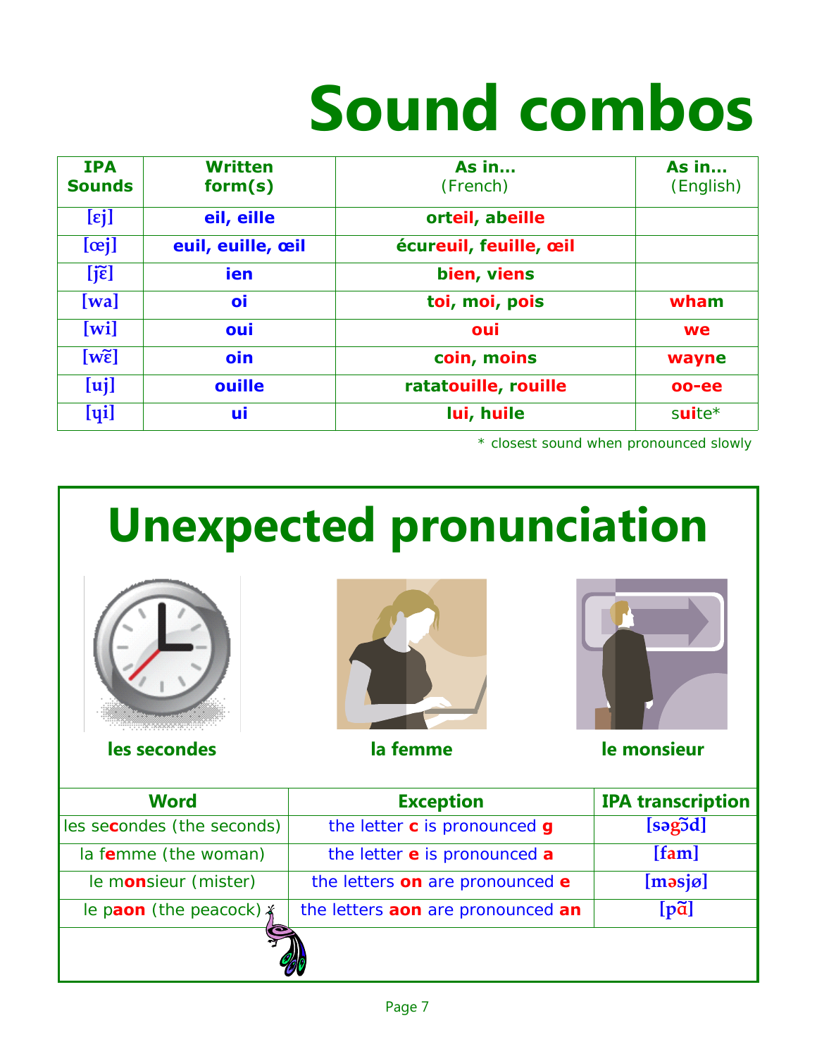# Sound combos

| IPA Sounds | Written form(s) | As in... (French) | As in... (English) |
|---|---|---|---|
| [ɛj] | eil, eille | orteil, abeille | |
| [œj] | euil, euille, œil | écureuil, feuille, œil | |
| [j ɛ̃] | ien | bien, viens | |
| [wa] | oi | toi, moi, pois | wham |
| [wi] | oui | oui | we |
| [w ɛ̃] | oin | coin, moins | wayne |
| [uj] | ouille | ratatouille, rouille | oo-ee |
| [ɥi] | ui | lui, huile | suite* |

* closest sound when pronounced slowly

# Unexpected pronunciation

**les secondes** **la femme** **le monsieur**

| Word | Exception | IPA transcription |
|---|---|---|
| les secondes (the seconds) | the letter **c** is pronounced **g** | [səgɔ̃d] |
| la femme (the woman) | the letter **e** is pronounced **a** | [fam] |
| le monsieur (mister) | the letters **on** are pronounced **e** | [məsjø] |
| le paon (the peacock) | the letters **aon** are pronounced **an** | [pɑ̃] |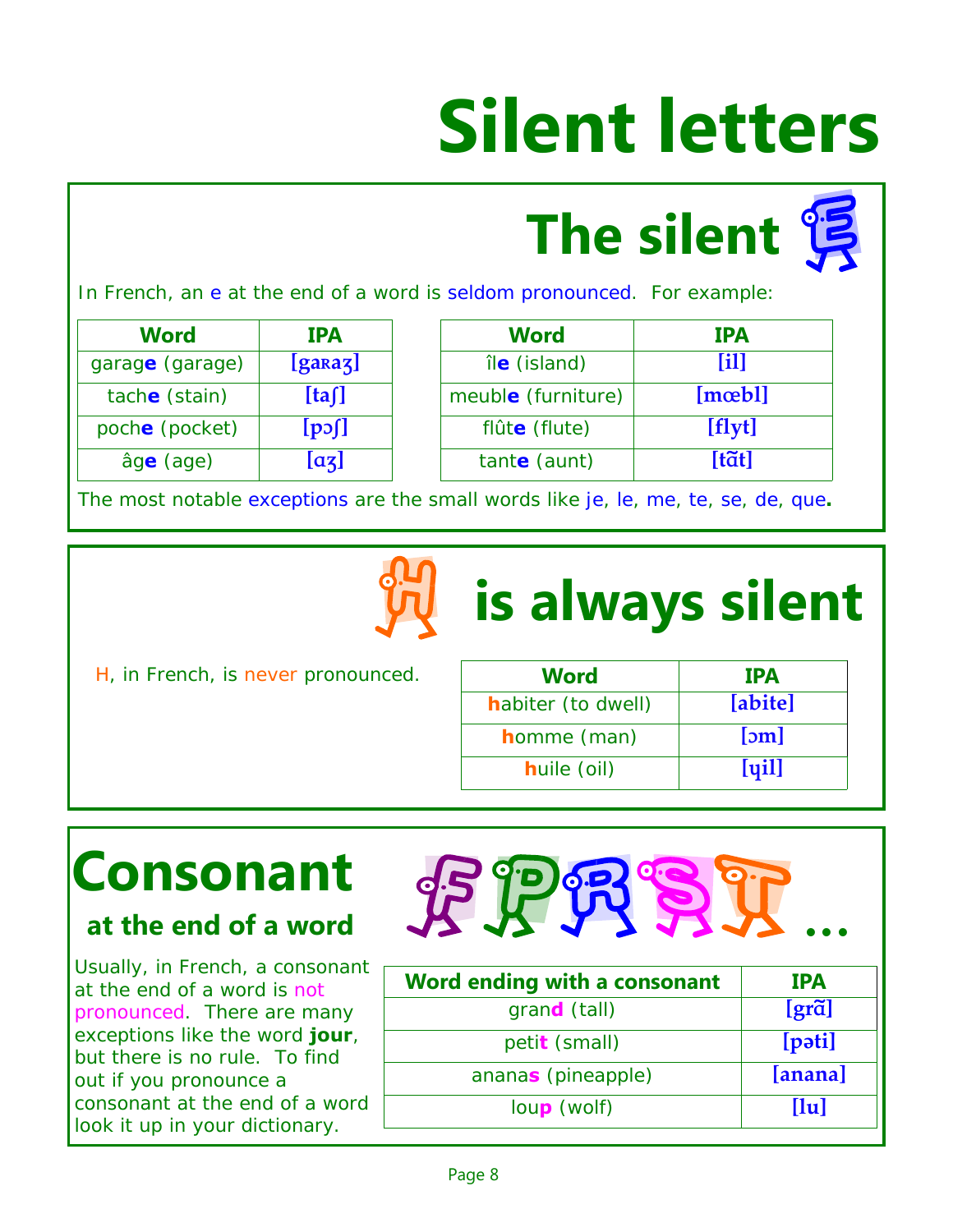# Silent letters

## The silent E

In French, an e at the end of a word is seldom pronounced. For example:

| Word | IPA |
|---|---|
| garag**e** (garage) | [gaʀaʒ] |
| tach**e** (stain) | [taʃ] |
| poch**e** (pocket) | [pɔʃ] |
| âg**e** (age) | [ɑʒ] |

| Word | IPA |
|---|---|
| îl**e** (island) | [il] |
| meubl**e** (furniture) | [mœbl] |
| flût**e** (flute) | [flyt] |
| tant**e** (aunt) | [tɑ̃t] |

The most notable exceptions are the small words like je, le, me, te, se, de, que**.**

## H is always silent

H, in French, is never pronounced.

| Word | IPA |
|---|---|
| **h**abiter (to dwell) | [abite] |
| **h**omme (man) | [ɔm] |
| **h**uile (oil) | [ɥil] |

## Consonant

### at the end of a word

F P R S T ...

Usually, in French, a consonant at the end of a word is not pronounced. There are many exceptions like the word **jour**, but there is no rule. To find out if you pronounce a consonant at the end of a word look it up in your dictionary.

| Word ending with a consonant | IPA |
|---|---|
| gran**d** (tall) | [grɑ̃] |
| peti**t** (small) | [pəti] |
| anana**s** (pineapple) | [anana] |
| lou**p** (wolf) | [lu] |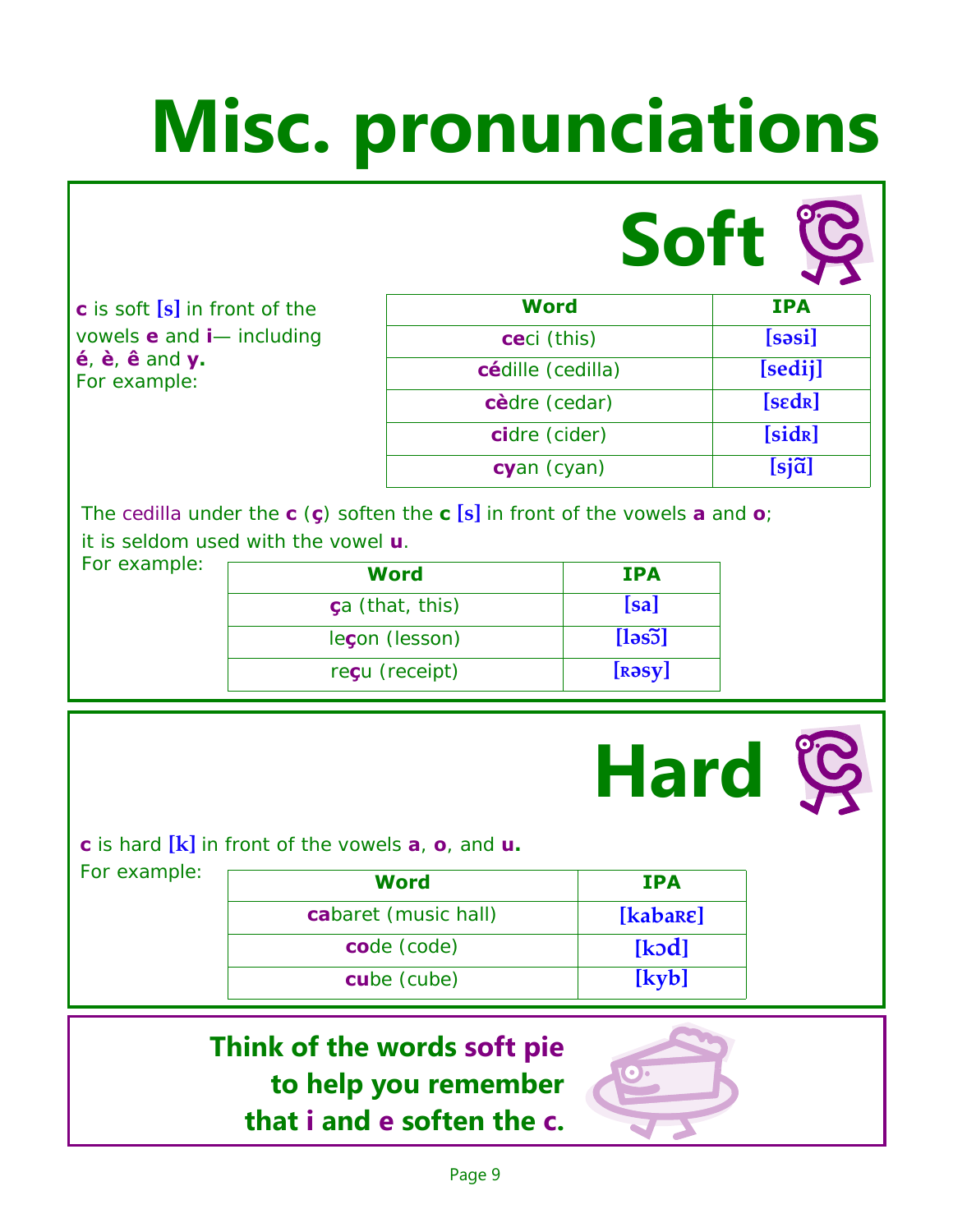# Misc. pronunciations

## Soft

**c** is soft **[s]** in front of the vowels **e** and **i**— including **é**, **è**, **ê** and **y.**
For example:

| Word | IPA |
|---|---|
| **ce**ci (this) | [səsi] |
| **cé**dille (cedilla) | [sedij] |
| **cè**dre (cedar) | [sɛdʀ] |
| **ci**dre (cider) | [sidʀ] |
| **cy**an (cyan) | [sjɑ̃] |

The cedilla under the **c** (**ç**) soften the **c** **[s]** in front of the vowels **a** and **o**; it is seldom used with the vowel **u**.
For example:

| Word | IPA |
|---|---|
| **ç**a (that, this) | [sa] |
| le**ç**on (lesson) | [ləsɔ̃] |
| re**ç**u (receipt) | [ʀəsy] |

## Hard

**c** is hard **[k]** in front of the vowels **a**, **o**, and **u.**
For example:

| Word | IPA |
|---|---|
| **ca**baret (music hall) | [kabaʀɛ] |
| **co**de (code) | [kɔd] |
| **cu**be (cube) | [kyb] |

**Think of the words soft pie to help you remember that i and e soften the c.**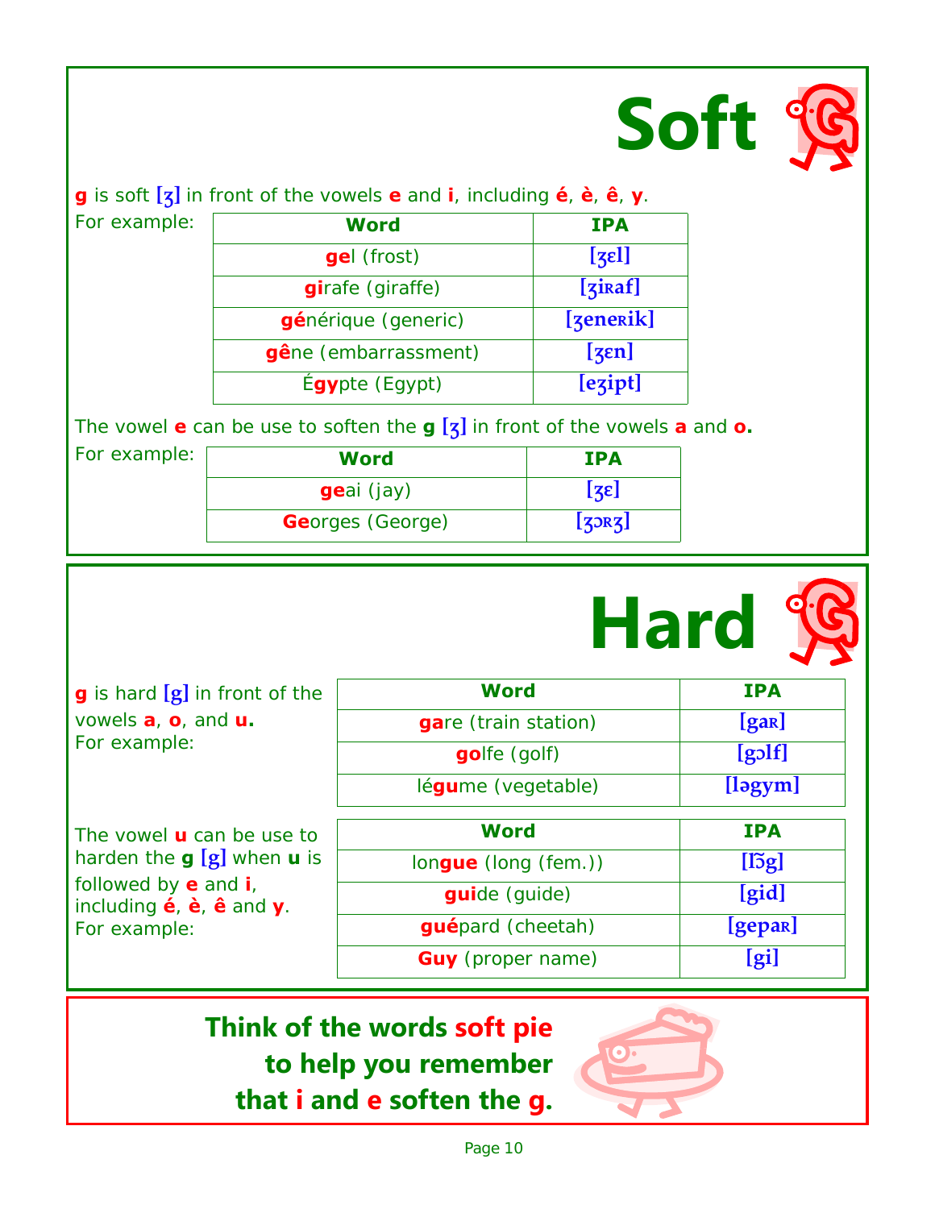# Soft

**g** is soft [ʒ] in front of the vowels **e** and **i**, including **é**, **è**, **ê**, **y**.

For example:

| Word | IPA |
|---|---|
| **ge**l (frost) | [ʒɛl] |
| **gi**rafe (giraffe) | [ʒiʀaf] |
| **gé**nérique (generic) | [ʒeneʀik] |
| **gê**ne (embarrassment) | [ʒɛn] |
| É**gy**pte (Egypt) | [eʒipt] |

The vowel **e** can be use to soften the **g** [ʒ] in front of the vowels **a** and **o.**

For example:

| Word | IPA |
|---|---|
| **ge**ai (jay) | [ʒɛ] |
| **Ge**orges (George) | [ʒɔʀʒ] |

# Hard

**g** is hard [g] in front of the vowels **a**, **o**, and **u.**
For example:

| Word | IPA |
|---|---|
| **ga**re (train station) | [gaʀ] |
| **go**lfe (golf) | [gɔlf] |
| lé**gu**me (vegetable) | [ləgym] |

The vowel **u** can be use to harden the **g** [g] when **u** is followed by **e** and **i**, including **é**, **è**, **ê** and **y**.
For example:

| Word | IPA |
|---|---|
| lon**gue** (long (fem.)) | [lɔ̃g] |
| **gui**de (guide) | [gid] |
| **gué**pard (cheetah) | [gepaʀ] |
| **Guy** (proper name) | [gi] |

**Think of the words soft pie to help you remember that i and e soften the g.**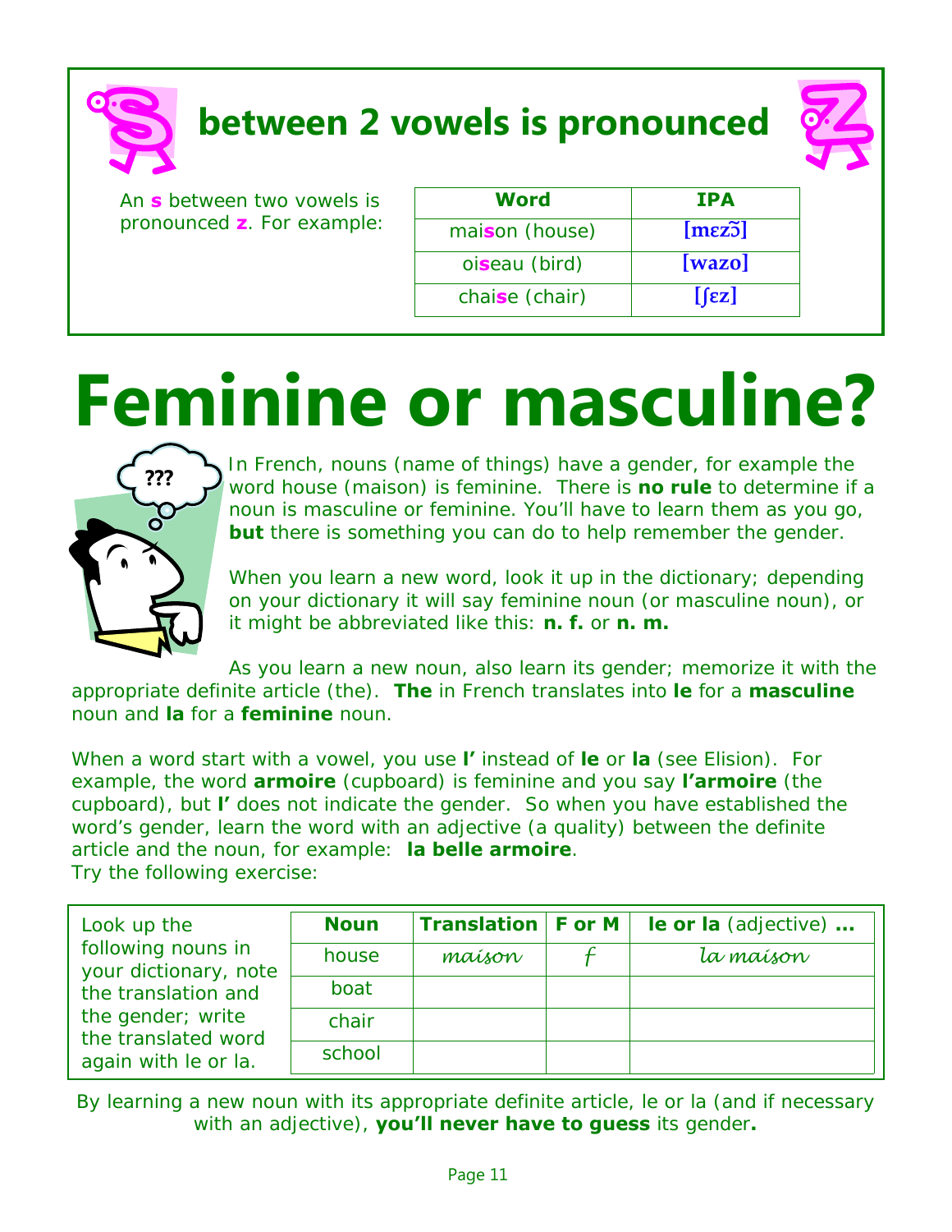## S between 2 vowels is pronounced Z

An **s** between two vowels is pronounced **z**. For example:

| Word | IPA |
|---|---|
| mai**s**on (house) | [mɛzɔ̃] |
| oi**s**eau (bird) | [wazo] |
| chai**s**e (chair) | [ʃɛz] |

# Feminine or masculine?

In French, nouns (name of things) have a gender, for example the word house (maison) is feminine. There is **no rule** to determine if a noun is masculine or feminine. You'll have to learn them as you go, **but** there is something you can do to help remember the gender.

When you learn a new word, look it up in the dictionary; depending on your dictionary it will say feminine noun (or masculine noun), or it might be abbreviated like this: **n. f.** or **n. m.**

As you learn a new noun, also learn its gender; memorize it with the appropriate definite article (the). **The** in French translates into **le** for a **masculine** noun and **la** for a **feminine** noun.

When a word start with a vowel, you use **l'** instead of **le** or **la** (see Elision). For example, the word **armoire** (cupboard) is feminine and you say **l'armoire** (the cupboard), but **l'** does not indicate the gender. So when you have established the word's gender, learn the word with an adjective (a quality) between the definite article and the noun, for example: **la belle armoire**.

Try the following exercise:

Look up the following nouns in your dictionary, note the translation and the gender; write the translated word again with le or la.

| Noun | Translation | F or M | le or la (adjective) ... |
|---|---|---|---|
| house | *maison* | *f* | *la maison* |
| boat | | | |
| chair | | | |
| school | | | |

By learning a new noun with its appropriate definite article, le or la (and if necessary with an adjective), **you'll never have to guess** its gender**.**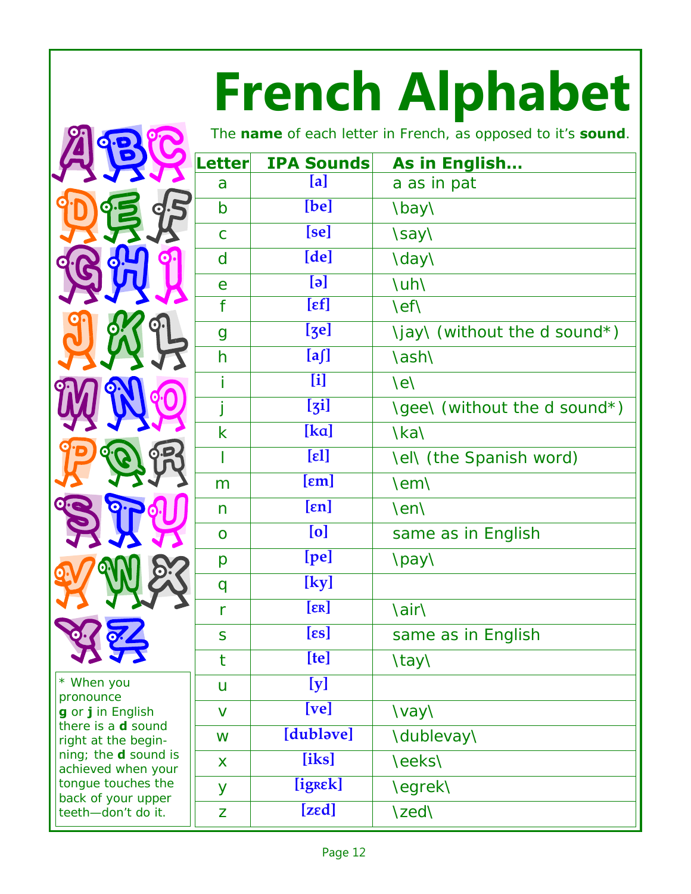# French Alphabet

The **name** of each letter in French, as opposed to it's **sound**.

| Letter | IPA Sounds | As in English… |
|---|---|---|
| a | [a] | a as in pat |
| b | [be] | \bay\ |
| c | [se] | \say\ |
| d | [de] | \day\ |
| e | [ə] | \uh\ |
| f | [ɛf] | \ef\ |
| g | [ʒe] | \jay\ (without the d sound*) |
| h | [aʃ] | \ash\ |
| i | [i] | \e\ |
| j | [ʒi] | \gee\ (without the d sound*) |
| k | [kɑ] | \ka\ |
| l | [ɛl] | \el\ (the Spanish word) |
| m | [ɛm] | \em\ |
| n | [ɛn] | \en\ |
| o | [o] | same as in English |
| p | [pe] | \pay\ |
| q | [ky] | |
| r | [ɛʀ] | \air\ |
| s | [ɛs] | same as in English |
| t | [te] | \tay\ |
| u | [y] | |
| v | [ve] | \vay\ |
| w | [dubləve] | \dublevay\ |
| x | [iks] | \eeks\ |
| y | [igʀɛk] | \egrek\ |
| z | [zɛd] | \zed\ |

* When you pronounce **g** or **j** in English there is a **d** sound right at the beginning; the **d** sound is achieved when your tongue touches the back of your upper teeth—don't do it.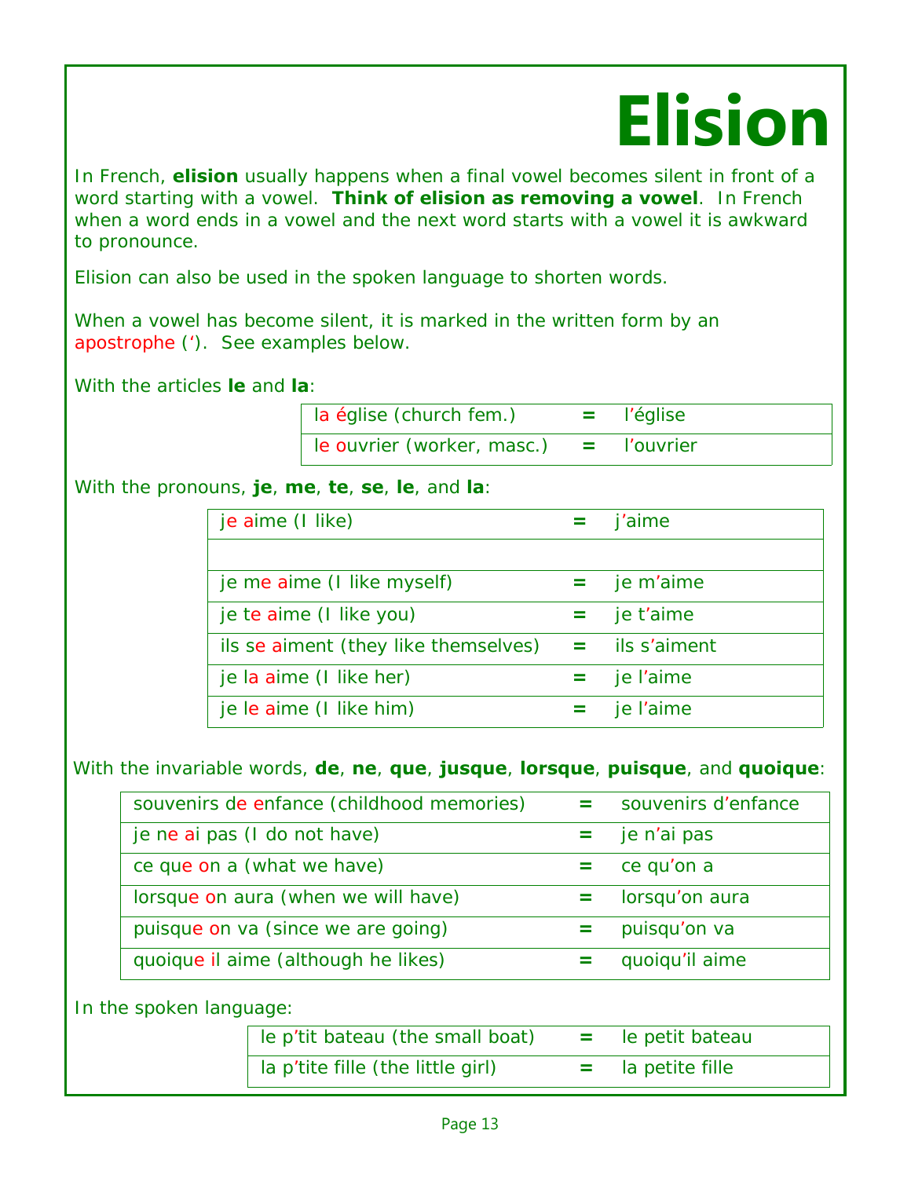# Elision

In French, **elision** usually happens when a final vowel becomes silent in front of a word starting with a vowel. **Think of elision as removing a vowel**. In French when a word ends in a vowel and the next word starts with a vowel it is awkward to pronounce.

Elision can also be used in the spoken language to shorten words.

When a vowel has become silent, it is marked in the written form by an apostrophe (‘). See examples below.

With the articles **le** and **la**:

| | | |
|---|---|---|
| la église (church fem.) | = | l’église |
| le ouvrier (worker, masc.) | = | l’ouvrier |

With the pronouns, **je**, **me**, **te**, **se**, **le**, and **la**:

| | | |
|---|---|---|
| je aime (I like) | = | j’aime |
| | | |
| je me aime (I like myself) | = | je m’aime |
| je te aime (I like you) | = | je t’aime |
| ils se aiment (they like themselves) | = | ils s’aiment |
| je la aime (I like her) | = | je l’aime |
| je le aime (I like him) | = | je l’aime |

With the invariable words, **de**, **ne**, **que**, **jusque**, **lorsque**, **puisque**, and **quoique**:

| | | |
|---|---|---|
| souvenirs de enfance (childhood memories) | = | souvenirs d’enfance |
| je ne ai pas (I do not have) | = | je n’ai pas |
| ce que on a (what we have) | = | ce qu’on a |
| lorsque on aura (when we will have) | = | lorsqu’on aura |
| puisque on va (since we are going) | = | puisqu’on va |
| quoique il aime (although he likes) | = | quoiqu’il aime |

In the spoken language:

| | | |
|---|---|---|
| le p’tit bateau (the small boat) | = | le petit bateau |
| la p’tite fille (the little girl) | = | la petite fille |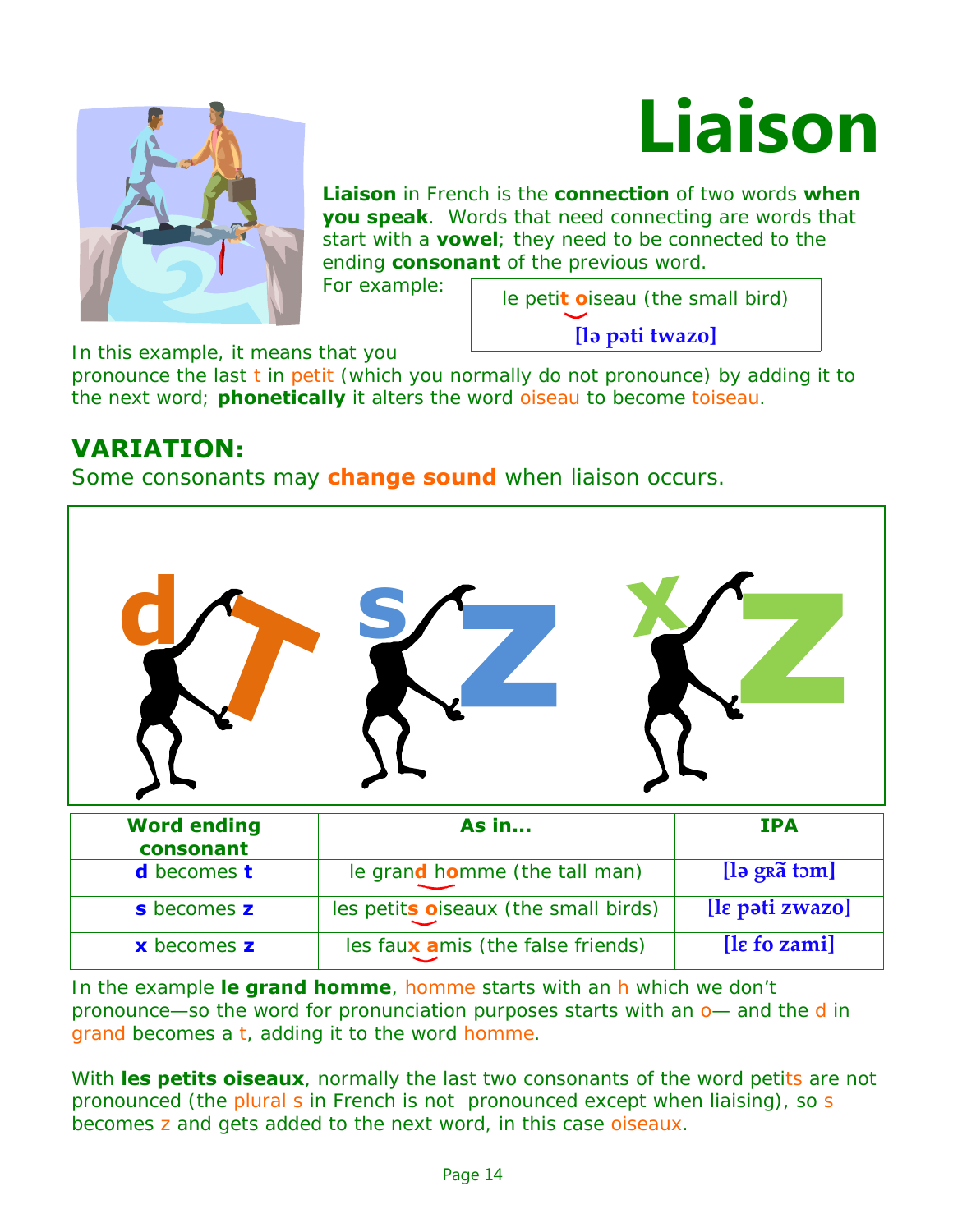# Liaison

**Liaison** in French is the **connection** of two words **when you speak**. Words that need connecting are words that start with a **vowel**; they need to be connected to the ending **consonant** of the previous word.

For example:

> le peti**t o**iseau (the small bird)
>
> **[lə pəti twazo]**

In this example, it means that you pronounce the last t in petit (which you normally do not pronounce) by adding it to the next word; **phonetically** it alters the word oiseau to become toiseau.

## VARIATION:

Some consonants may **change sound** when liaison occurs.

| Word ending consonant | As in... | IPA |
|---|---|---|
| **d** becomes **t** | le gran**d** h**o**mme (the tall man) | **[lə gʀɑ̃ tɔm]** |
| **s** becomes **z** | les petit**s o**iseaux (the small birds) | **[lɛ pəti zwazo]** |
| **x** becomes **z** | les fau**x a**mis (the false friends) | **[lɛ fo zami]** |

In the example **le grand homme**, homme starts with an h which we don't pronounce—so the word for pronunciation purposes starts with an o— and the d in grand becomes a t, adding it to the word homme.

With **les petits oiseaux**, normally the last two consonants of the word petits are not pronounced (the plural s in French is not pronounced except when liaising), so s becomes z and gets added to the next word, in this case oiseaux.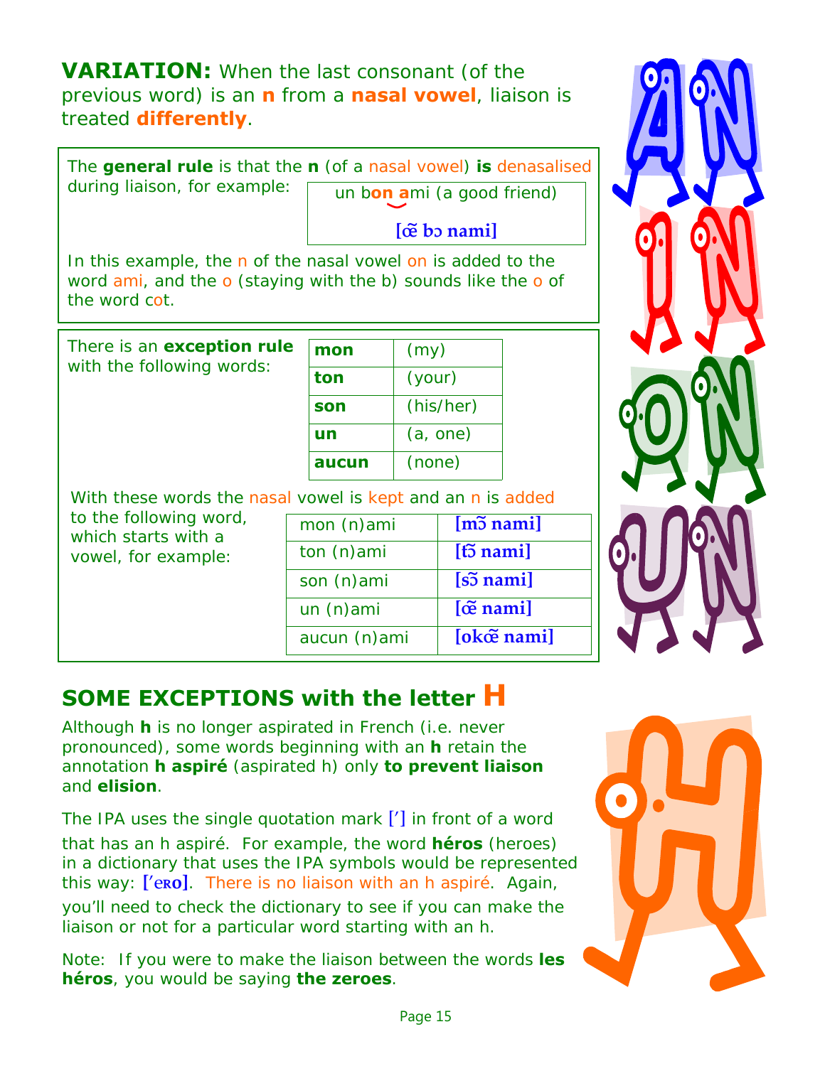**VARIATION:** When the last consonant (of the previous word) is an **n** from a **nasal vowel**, liaison is treated **differently**.

The **general rule** is that the **n** (of a nasal vowel) **is** denasalised during liaison, for example:

un b**on a**mi (a good friend)

**[œ̃ bɔ nami]**

In this example, the n of the nasal vowel on is added to the word ami, and the o (staying with the b) sounds like the o of the word cot.

There is an **exception rule** with the following words:

| | |
|---|---|
| **mon** | (my) |
| **ton** | (your) |
| **son** | (his/her) |
| **un** | (a, one) |
| **aucun** | (none) |

With these words the nasal vowel is kept and an n is added to the following word, which starts with a vowel, for example:

| | |
|---|---|
| mon (n)ami | **[mɔ̃ nami]** |
| ton (n)ami | **[tɔ̃ nami]** |
| son (n)ami | **[sɔ̃ nami]** |
| un (n)ami | **[œ̃ nami]** |
| aucun (n)ami | **[okœ̃ nami]** |

## SOME EXCEPTIONS with the letter H

Although **h** is no longer aspirated in French (i.e. never pronounced), some words beginning with an **h** retain the annotation **h aspiré** (aspirated h) only **to prevent liaison** and **elision**.

The IPA uses the single quotation mark ['] in front of a word that has an h aspiré. For example, the word **héros** (heroes) in a dictionary that uses the IPA symbols would be represented this way: **['eʀo]**. There is no liaison with an h aspiré. Again, you'll need to check the dictionary to see if you can make the liaison or not for a particular word starting with an h.

Note: If you were to make the liaison between the words **les héros**, you would be saying **the zeroes**.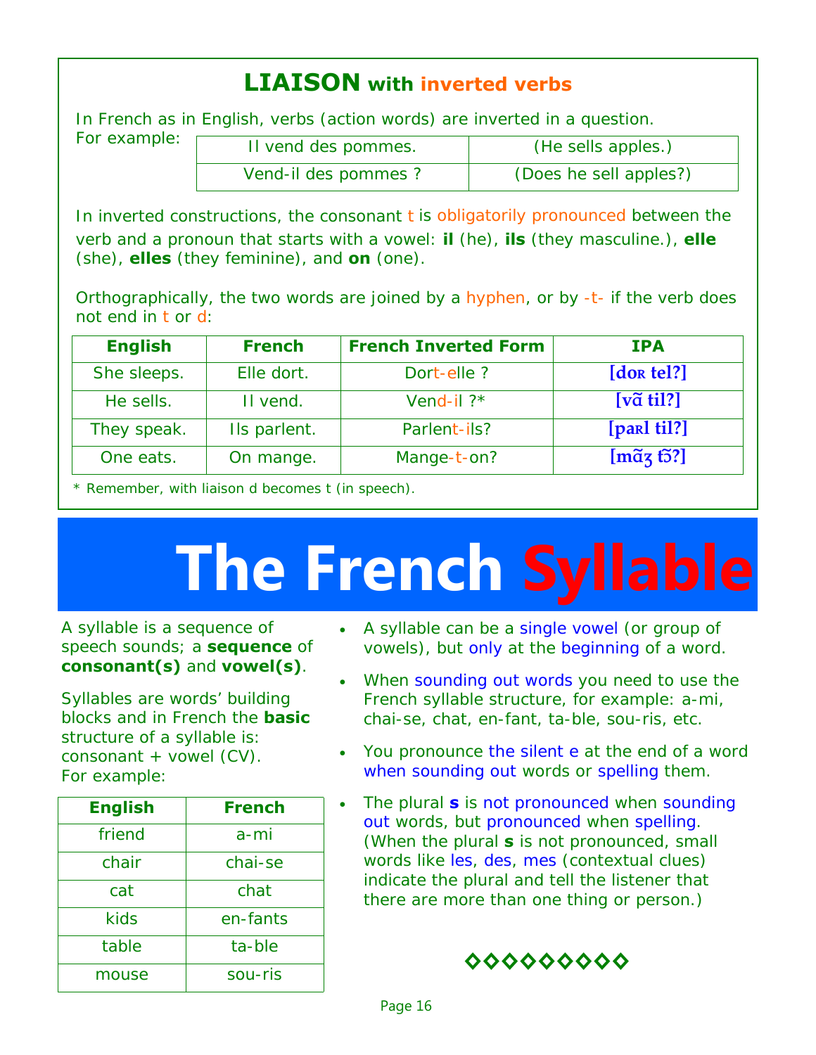## LIAISON with inverted verbs

In French as in English, verbs (action words) are inverted in a question. For example:

| | |
|---|---|
| Il vend des pommes. | (He sells apples.) |
| Vend-il des pommes ? | (Does he sell apples?) |

In inverted constructions, the consonant t is obligatorily pronounced between the verb and a pronoun that starts with a vowel: **il** (he), **ils** (they masculine.), **elle** (she), **elles** (they feminine), and **on** (one).

Orthographically, the two words are joined by a hyphen, or by -t- if the verb does not end in t or d:

| English | French | French Inverted Form | IPA |
|---|---|---|---|
| She sleeps. | Elle dort. | Dort-elle ? | [dɔʀ tel?] |
| He sells. | Il vend. | Vend-il ?* | [vɑ̃ til?] |
| They speak. | Ils parlent. | Parlent-ils? | [paʀl til?] |
| One eats. | On mange. | Mange-t-on? | [mɑ̃ʒ tɔ̃?] |

* Remember, with liaison d becomes t (in speech).

# The French Syllable

A syllable is a sequence of speech sounds; a **sequence** of **consonant(s)** and **vowel(s)**.

Syllables are words' building blocks and in French the **basic** structure of a syllable is: consonant + vowel (CV). For example:

| English | French |
|---|---|
| friend | a-mi |
| chair | chai-se |
| cat | chat |
| kids | en-fants |
| table | ta-ble |
| mouse | sou-ris |

- A syllable can be a single vowel (or group of vowels), but only at the beginning of a word.
- When sounding out words you need to use the French syllable structure, for example: a-mi, chai-se, chat, en-fant, ta-ble, sou-ris, etc.
- You pronounce the silent e at the end of a word when sounding out words or spelling them.
- The plural **s** is not pronounced when sounding out words, but pronounced when spelling. (When the plural **s** is not pronounced, small words like les, des, mes (contextual clues) indicate the plural and tell the listener that there are more than one thing or person.)

◊◊◊◊◊◊◊◊◊